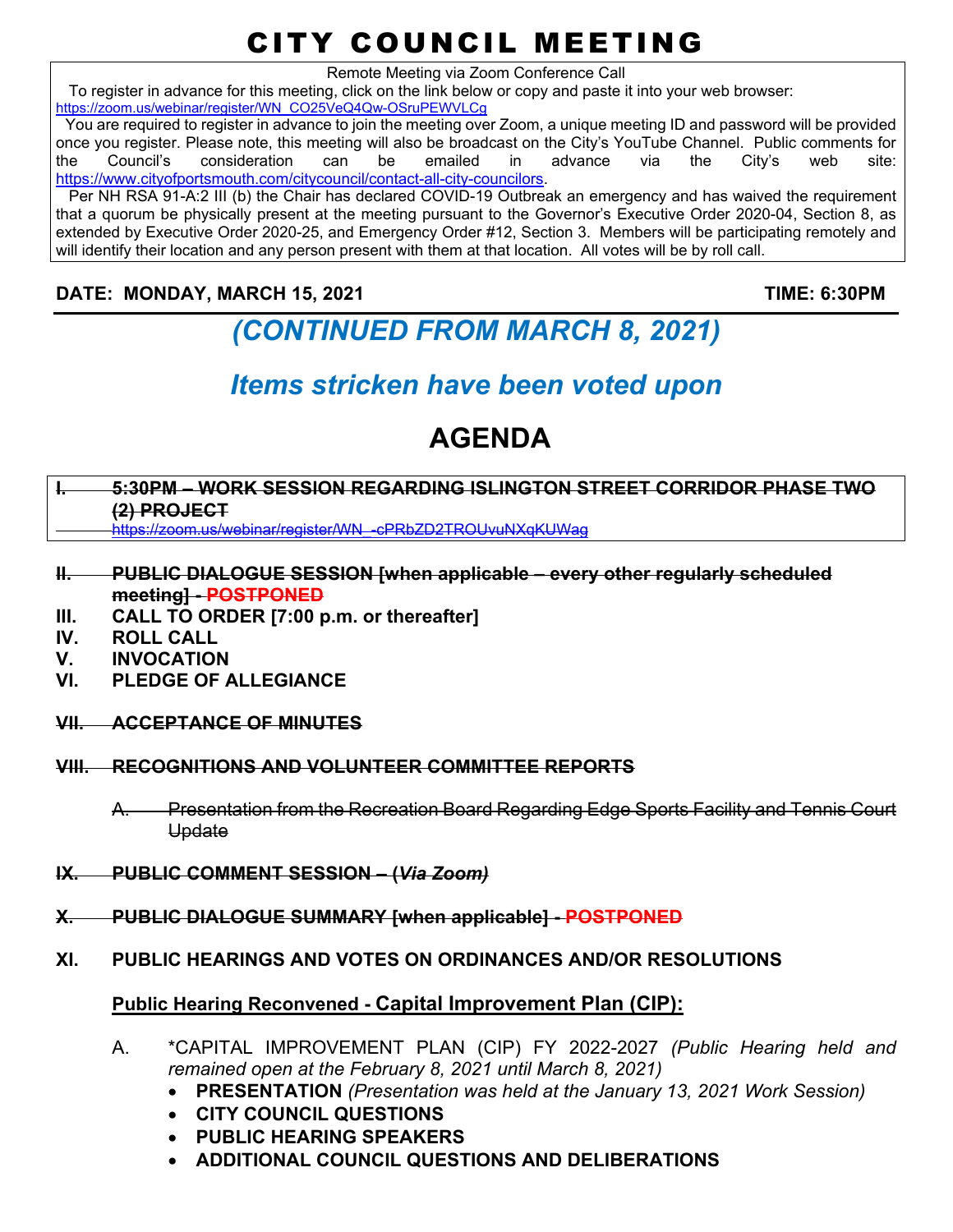# CITY COUNCIL MEETING

Remote Meeting via Zoom Conference Call

To register in advance for this meeting, click on the link below or copy and paste it into your web browser: https://zoom.us/webinar/register/WN_CO25VeQ4Qw-OSruPEWVLCg

You are required to register in advance to join the meeting over Zoom, a unique meeting ID and password will be provided once you register. Please note, this meeting will also be broadcast on the City's YouTube Channel. Public comments for the Council's consideration can be emailed in advance via the City's web site: https://www.cityofportsmouth.com/citycouncil/contact-all-city-councilors.

Per NH RSA 91-A:2 III (b) the Chair has declared COVID-19 Outbreak an emergency and has waived the requirement that a quorum be physically present at the meeting pursuant to the Governor's Executive Order 2020-04, Section 8, as extended by Executive Order 2020-25, and Emergency Order #12, Section 3. Members will be participating remotely and will identify their location and any person present with them at that location. All votes will be by roll call.

**DATE: MONDAY, MARCH 15, 2021** **TIME: 6:30PM**

## *(CONTINUED FROM MARCH 8, 2021)*

## *Items stricken have been voted upon*

# AGENDA

**~~I. 5:30PM – WORK SESSION REGARDING ISLINGTON STREET CORRIDOR PHASE TWO (2) PROJECT~~**
~~https://zoom.us/webinar/register/WN_-cPRbZD2TROUvuNXqKUWag~~

**~~II. PUBLIC DIALOGUE SESSION [when applicable – every other regularly scheduled meeting] - POSTPONED~~**

**III. CALL TO ORDER [7:00 p.m. or thereafter]**

**IV. ROLL CALL**

**V. INVOCATION**

**VI. PLEDGE OF ALLEGIANCE**

**~~VII. ACCEPTANCE OF MINUTES~~**

**~~VIII. RECOGNITIONS AND VOLUNTEER COMMITTEE REPORTS~~**

~~A. Presentation from the Recreation Board Regarding Edge Sports Facility and Tennis Court Update~~

**~~IX. PUBLIC COMMENT SESSION – (*Via Zoom*)~~**

**~~X. PUBLIC DIALOGUE SUMMARY [when applicable] - POSTPONED~~**

**XI. PUBLIC HEARINGS AND VOTES ON ORDINANCES AND/OR RESOLUTIONS**

**Public Hearing Reconvened - Capital Improvement Plan (CIP):**

A. *CAPITAL IMPROVEMENT PLAN (CIP) FY 2022-2027 *(Public Hearing held and remained open at the February 8, 2021 until March 8, 2021)*

- **PRESENTATION** *(Presentation was held at the January 13, 2021 Work Session)*
- **CITY COUNCIL QUESTIONS**
- **PUBLIC HEARING SPEAKERS**
- **ADDITIONAL COUNCIL QUESTIONS AND DELIBERATIONS**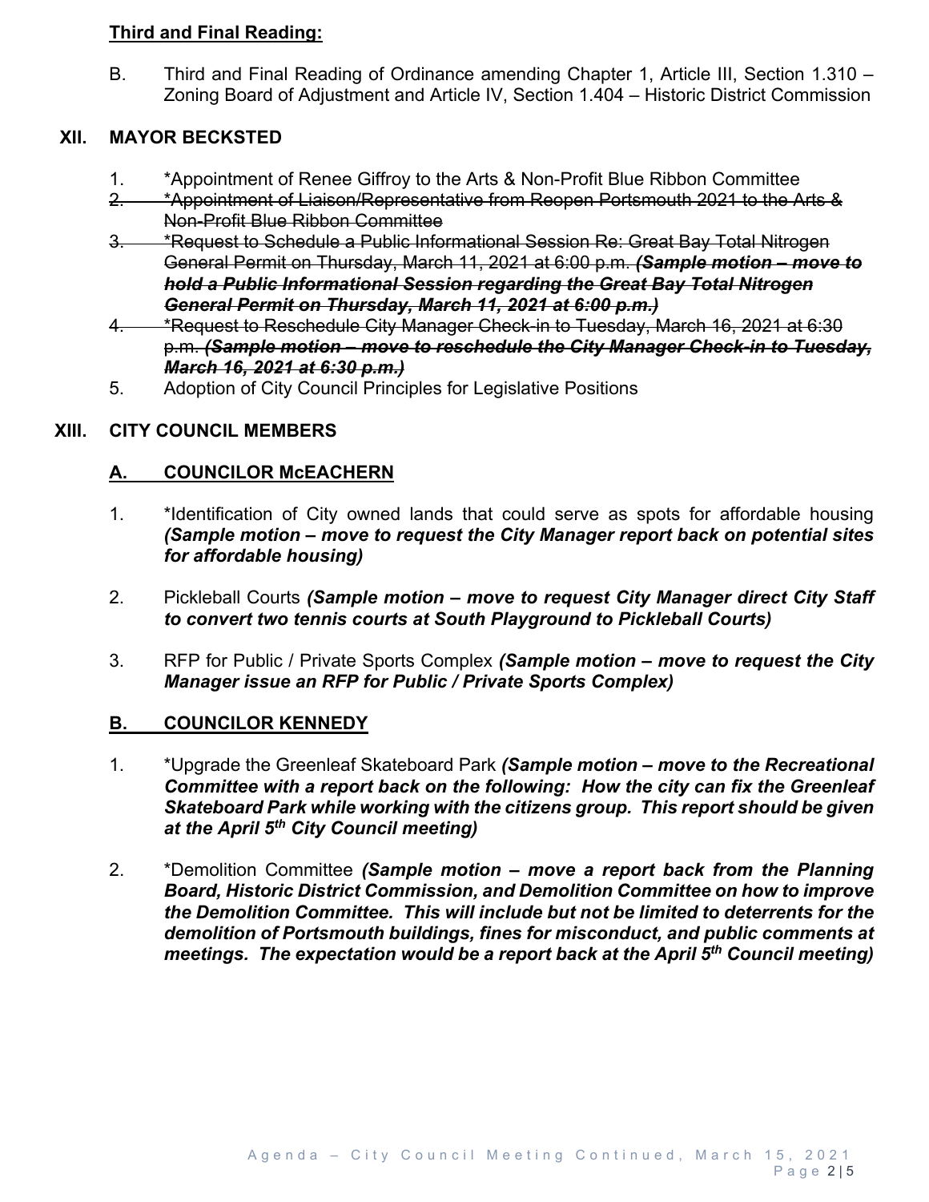**Third and Final Reading:**

B. Third and Final Reading of Ordinance amending Chapter 1, Article III, Section 1.310 – Zoning Board of Adjustment and Article IV, Section 1.404 – Historic District Commission

## XII. MAYOR BECKSTED

1. *Appointment of Renee Giffroy to the Arts & Non-Profit Blue Ribbon Committee
2. ~~*Appointment of Liaison/Representative from Reopen Portsmouth 2021 to the Arts & Non-Profit Blue Ribbon Committee~~
3. ~~*Request to Schedule a Public Informational Session Re: Great Bay Total Nitrogen General Permit on Thursday, March 11, 2021 at 6:00 p.m.~~ ~~***(Sample motion – move to hold a Public Informational Session regarding the Great Bay Total Nitrogen General Permit on Thursday, March 11, 2021 at 6:00 p.m.)***~~
4. ~~*Request to Reschedule City Manager Check-in to Tuesday, March 16, 2021 at 6:30 p.m.~~ ~~***(Sample motion – move to reschedule the City Manager Check-in to Tuesday, March 16, 2021 at 6:30 p.m.)***~~
5. Adoption of City Council Principles for Legislative Positions

## XIII. CITY COUNCIL MEMBERS

### A. COUNCILOR McEACHERN

1. *Identification of City owned lands that could serve as spots for affordable housing ***(Sample motion – move to request the City Manager report back on potential sites for affordable housing)***

2. Pickleball Courts ***(Sample motion – move to request City Manager direct City Staff to convert two tennis courts at South Playground to Pickleball Courts)***

3. RFP for Public / Private Sports Complex ***(Sample motion – move to request the City Manager issue an RFP for Public / Private Sports Complex)***

### B. COUNCILOR KENNEDY

1. *Upgrade the Greenleaf Skateboard Park ***(Sample motion – move to the Recreational Committee with a report back on the following: How the city can fix the Greenleaf Skateboard Park while working with the citizens group. This report should be given at the April 5th City Council meeting)***

2. *Demolition Committee ***(Sample motion – move a report back from the Planning Board, Historic District Commission, and Demolition Committee on how to improve the Demolition Committee. This will include but not be limited to deterrents for the demolition of Portsmouth buildings, fines for misconduct, and public comments at meetings. The expectation would be a report back at the April 5th Council meeting)***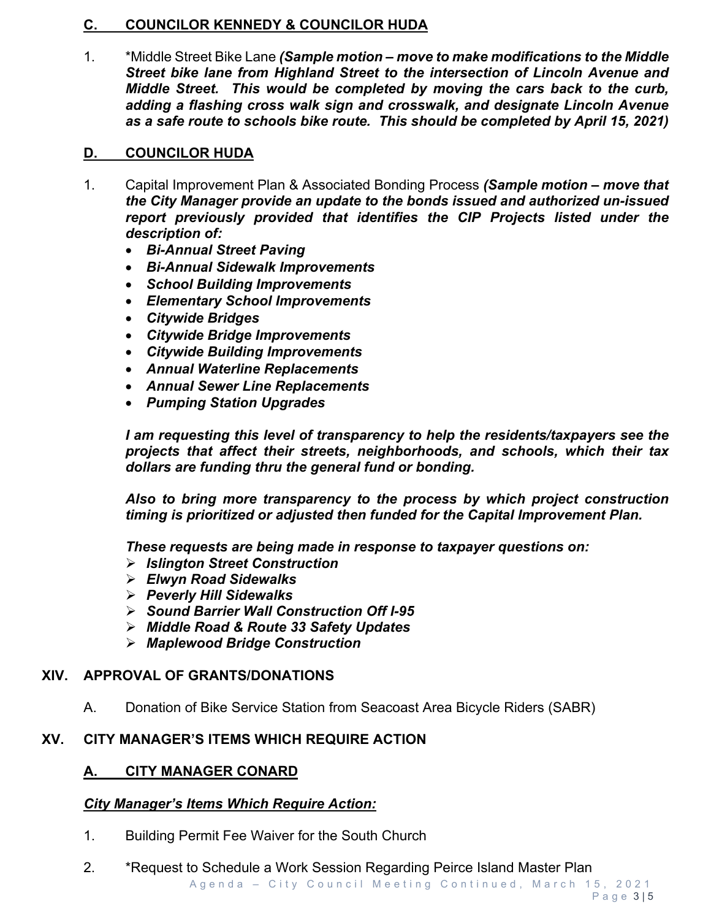### C. COUNCILOR KENNEDY & COUNCILOR HUDA

1. *Middle Street Bike Lane ***(Sample motion – move to make modifications to the Middle Street bike lane from Highland Street to the intersection of Lincoln Avenue and Middle Street. This would be completed by moving the cars back to the curb, adding a flashing cross walk sign and crosswalk, and designate Lincoln Avenue as a safe route to schools bike route. This should be completed by April 15, 2021)***

### D. COUNCILOR HUDA

1. Capital Improvement Plan & Associated Bonding Process ***(Sample motion – move that the City Manager provide an update to the bonds issued and authorized un-issued report previously provided that identifies the CIP Projects listed under the description of:***
   - ***Bi-Annual Street Paving***
   - ***Bi-Annual Sidewalk Improvements***
   - ***School Building Improvements***
   - ***Elementary School Improvements***
   - ***Citywide Bridges***
   - ***Citywide Bridge Improvements***
   - ***Citywide Building Improvements***
   - ***Annual Waterline Replacements***
   - ***Annual Sewer Line Replacements***
   - ***Pumping Station Upgrades***

   ***I am requesting this level of transparency to help the residents/taxpayers see the projects that affect their streets, neighborhoods, and schools, which their tax dollars are funding thru the general fund or bonding.***

   ***Also to bring more transparency to the process by which project construction timing is prioritized or adjusted then funded for the Capital Improvement Plan.***

   ***These requests are being made in response to taxpayer questions on:***
   - ***Islington Street Construction***
   - ***Elwyn Road Sidewalks***
   - ***Peverly Hill Sidewalks***
   - ***Sound Barrier Wall Construction Off I-95***
   - ***Middle Road & Route 33 Safety Updates***
   - ***Maplewood Bridge Construction***

## XIV. APPROVAL OF GRANTS/DONATIONS

A. Donation of Bike Service Station from Seacoast Area Bicycle Riders (SABR)

## XV. CITY MANAGER'S ITEMS WHICH REQUIRE ACTION

### A. CITY MANAGER CONARD

***City Manager's Items Which Require Action:***

1. Building Permit Fee Waiver for the South Church
2. *Request to Schedule a Work Session Regarding Peirce Island Master Plan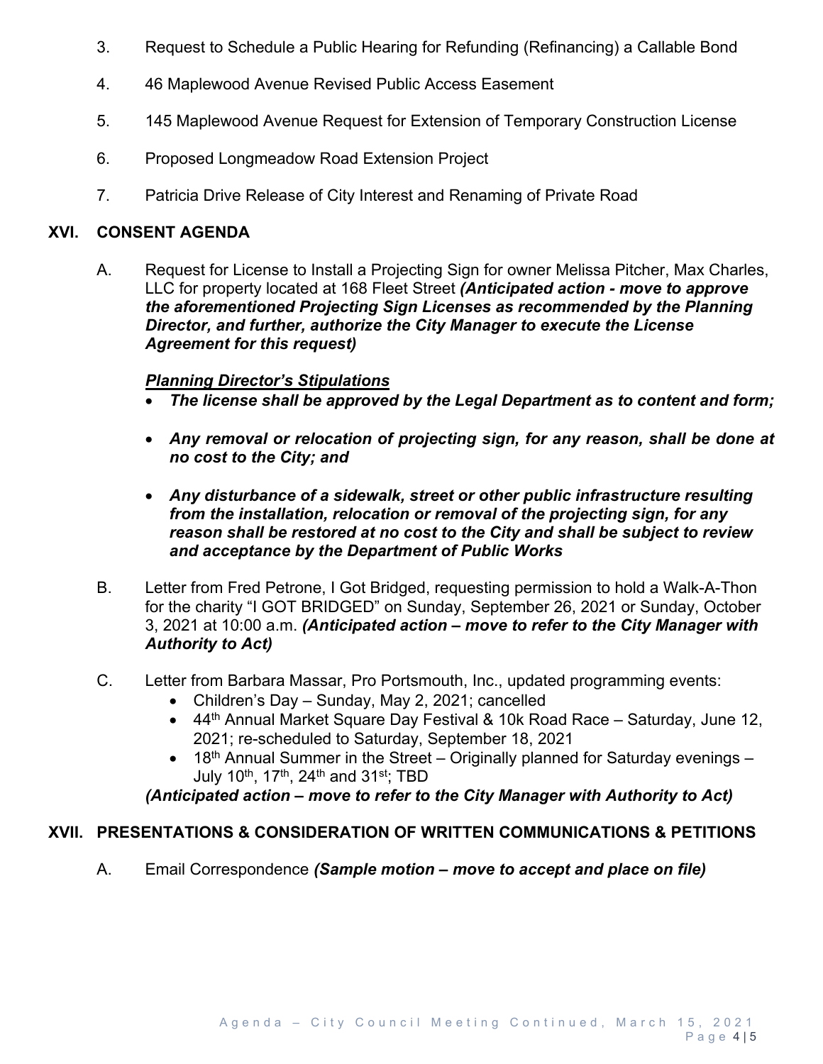3. Request to Schedule a Public Hearing for Refunding (Refinancing) a Callable Bond

4. 46 Maplewood Avenue Revised Public Access Easement

5. 145 Maplewood Avenue Request for Extension of Temporary Construction License

6. Proposed Longmeadow Road Extension Project

7. Patricia Drive Release of City Interest and Renaming of Private Road

## XVI. CONSENT AGENDA

A. Request for License to Install a Projecting Sign for owner Melissa Pitcher, Max Charles, LLC for property located at 168 Fleet Street ***(Anticipated action - move to approve the aforementioned Projecting Sign Licenses as recommended by the Planning Director, and further, authorize the City Manager to execute the License Agreement for this request)***

***Planning Director's Stipulations***

- ***The license shall be approved by the Legal Department as to content and form;***
- ***Any removal or relocation of projecting sign, for any reason, shall be done at no cost to the City; and***
- ***Any disturbance of a sidewalk, street or other public infrastructure resulting from the installation, relocation or removal of the projecting sign, for any reason shall be restored at no cost to the City and shall be subject to review and acceptance by the Department of Public Works***

B. Letter from Fred Petrone, I Got Bridged, requesting permission to hold a Walk-A-Thon for the charity "I GOT BRIDGED" on Sunday, September 26, 2021 or Sunday, October 3, 2021 at 10:00 a.m. ***(Anticipated action – move to refer to the City Manager with Authority to Act)***

C. Letter from Barbara Massar, Pro Portsmouth, Inc., updated programming events:

- Children's Day – Sunday, May 2, 2021; cancelled
- 44th Annual Market Square Day Festival & 10k Road Race – Saturday, June 12, 2021; re-scheduled to Saturday, September 18, 2021
- 18th Annual Summer in the Street – Originally planned for Saturday evenings – July 10th, 17th, 24th and 31st; TBD

***(Anticipated action – move to refer to the City Manager with Authority to Act)***

## XVII. PRESENTATIONS & CONSIDERATION OF WRITTEN COMMUNICATIONS & PETITIONS

A. Email Correspondence ***(Sample motion – move to accept and place on file)***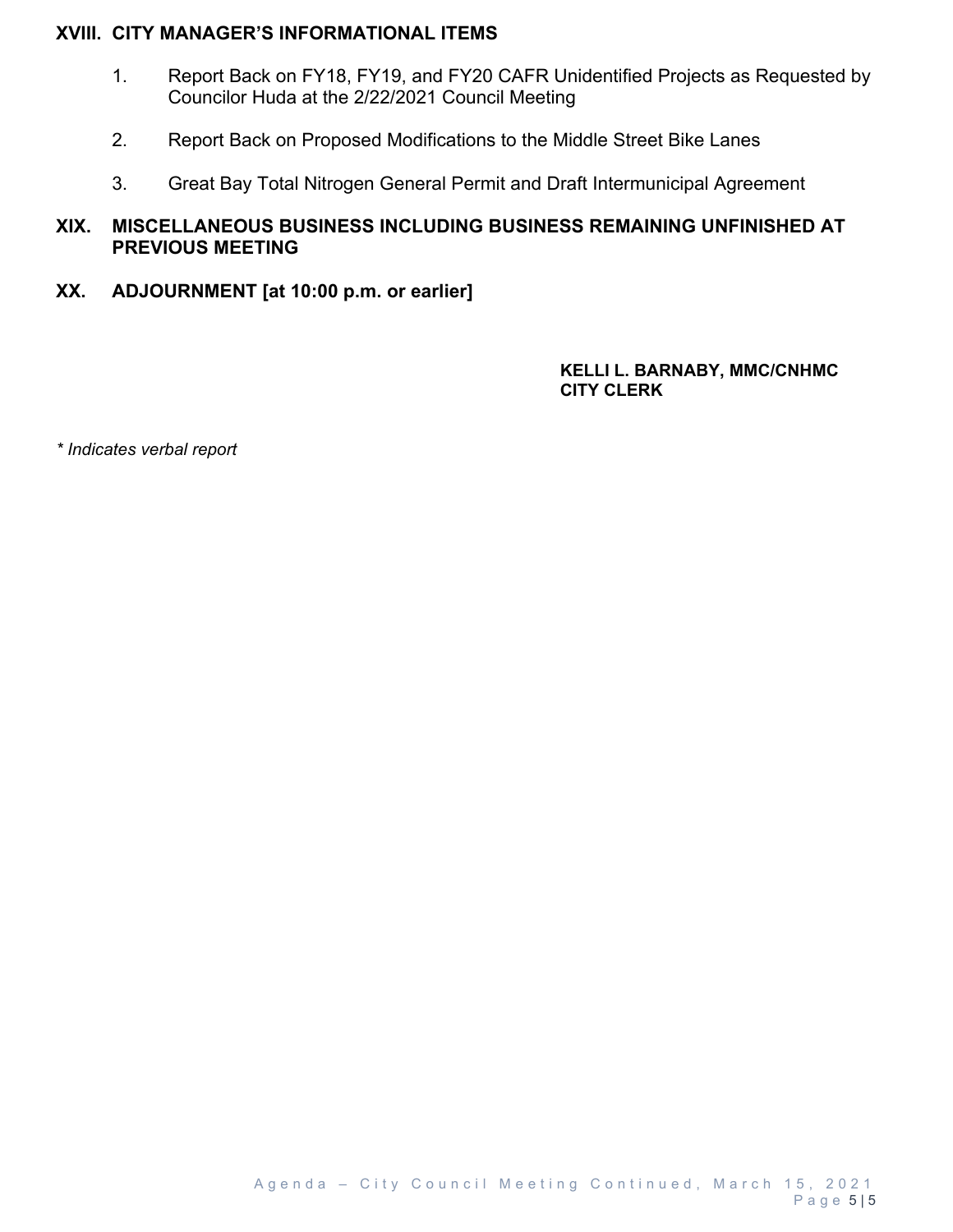## XVIII. CITY MANAGER'S INFORMATIONAL ITEMS

1. Report Back on FY18, FY19, and FY20 CAFR Unidentified Projects as Requested by Councilor Huda at the 2/22/2021 Council Meeting

2. Report Back on Proposed Modifications to the Middle Street Bike Lanes

3. Great Bay Total Nitrogen General Permit and Draft Intermunicipal Agreement

## XIX. MISCELLANEOUS BUSINESS INCLUDING BUSINESS REMAINING UNFINISHED AT PREVIOUS MEETING

## XX. ADJOURNMENT [at 10:00 p.m. or earlier]

**KELLI L. BARNABY, MMC/CNHMC**
**CITY CLERK**

*\* Indicates verbal report*